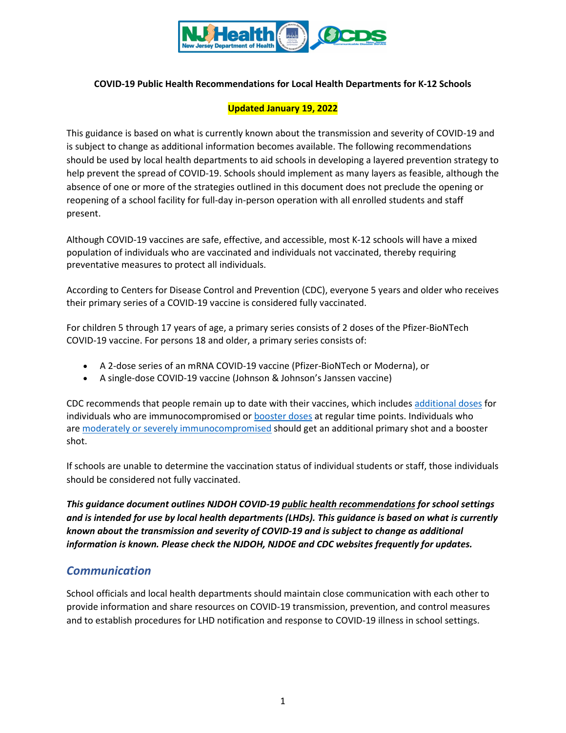**COVID-19 Public Health Recommendations for Local Health Departments for K-12 Schools**

**Updated January 19, 2022**

This guidance is based on what is currently known about the transmission and severity of COVID-19 and is subject to change as additional information becomes available. The following recommendations should be used by local health departments to aid schools in developing a layered prevention strategy to help prevent the spread of COVID-19. Schools should implement as many layers as feasible, although the absence of one or more of the strategies outlined in this document does not preclude the opening or reopening of a school facility for full-day in-person operation with all enrolled students and staff present.

Although COVID-19 vaccines are safe, effective, and accessible, most K-12 schools will have a mixed population of individuals who are vaccinated and individuals not vaccinated, thereby requiring preventative measures to protect all individuals.

According to Centers for Disease Control and Prevention (CDC), everyone 5 years and older who receives their primary series of a COVID-19 vaccine is considered fully vaccinated.

For children 5 through 17 years of age, a primary series consists of 2 doses of the Pfizer-BioNTech COVID-19 vaccine. For persons 18 and older, a primary series consists of:

- A 2-dose series of an mRNA COVID-19 vaccine (Pfizer-BioNTech or Moderna), or
- A single-dose COVID-19 vaccine (Johnson & Johnson's Janssen vaccine)

CDC recommends that people remain up to date with their vaccines, which includes additional doses for individuals who are immunocompromised or booster doses at regular time points. Individuals who are moderately or severely immunocompromised should get an additional primary shot and a booster shot.

If schools are unable to determine the vaccination status of individual students or staff, those individuals should be considered not fully vaccinated.

***This guidance document outlines NJDOH COVID-19 public health recommendations for school settings and is intended for use by local health departments (LHDs). This guidance is based on what is currently known about the transmission and severity of COVID-19 and is subject to change as additional information is known. Please check the NJDOH, NJDOE and CDC websites frequently for updates.***

## Communication

School officials and local health departments should maintain close communication with each other to provide information and share resources on COVID-19 transmission, prevention, and control measures and to establish procedures for LHD notification and response to COVID-19 illness in school settings.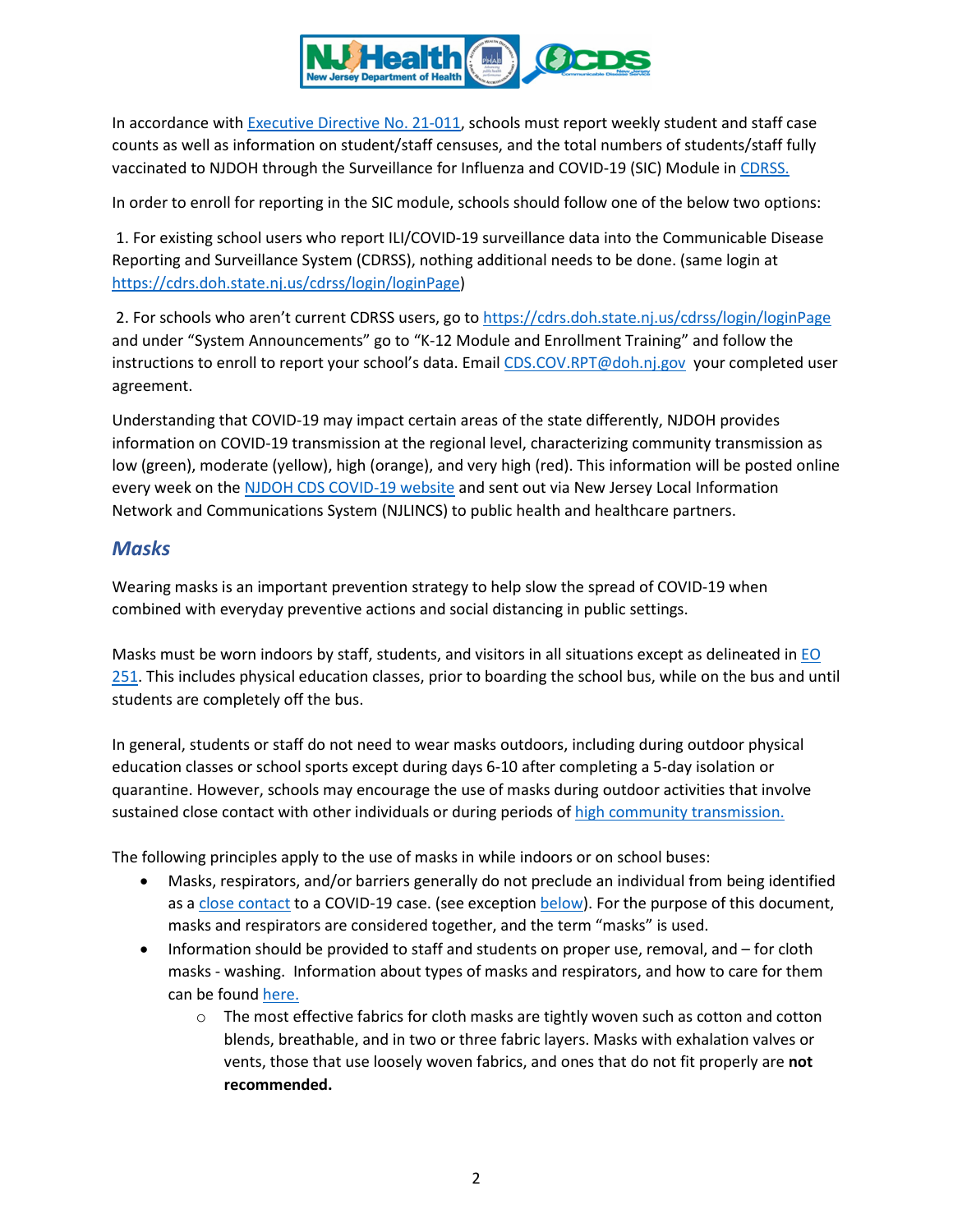In accordance with Executive Directive No. 21-011, schools must report weekly student and staff case counts as well as information on student/staff censuses, and the total numbers of students/staff fully vaccinated to NJDOH through the Surveillance for Influenza and COVID-19 (SIC) Module in CDRSS.

In order to enroll for reporting in the SIC module, schools should follow one of the below two options:

1. For existing school users who report ILI/COVID-19 surveillance data into the Communicable Disease Reporting and Surveillance System (CDRSS), nothing additional needs to be done. (same login at https://cdrs.doh.state.nj.us/cdrss/login/loginPage)

2. For schools who aren't current CDRSS users, go to https://cdrs.doh.state.nj.us/cdrss/login/loginPage and under "System Announcements" go to "K-12 Module and Enrollment Training" and follow the instructions to enroll to report your school's data. Email CDS.COV.RPT@doh.nj.gov your completed user agreement.

Understanding that COVID-19 may impact certain areas of the state differently, NJDOH provides information on COVID-19 transmission at the regional level, characterizing community transmission as low (green), moderate (yellow), high (orange), and very high (red). This information will be posted online every week on the NJDOH CDS COVID-19 website and sent out via New Jersey Local Information Network and Communications System (NJLINCS) to public health and healthcare partners.

## *Masks*

Wearing masks is an important prevention strategy to help slow the spread of COVID-19 when combined with everyday preventive actions and social distancing in public settings.

Masks must be worn indoors by staff, students, and visitors in all situations except as delineated in EO 251. This includes physical education classes, prior to boarding the school bus, while on the bus and until students are completely off the bus.

In general, students or staff do not need to wear masks outdoors, including during outdoor physical education classes or school sports except during days 6-10 after completing a 5-day isolation or quarantine. However, schools may encourage the use of masks during outdoor activities that involve sustained close contact with other individuals or during periods of high community transmission.

The following principles apply to the use of masks in while indoors or on school buses:

- Masks, respirators, and/or barriers generally do not preclude an individual from being identified as a close contact to a COVID-19 case. (see exception below). For the purpose of this document, masks and respirators are considered together, and the term "masks" is used.
- Information should be provided to staff and students on proper use, removal, and – for cloth masks - washing. Information about types of masks and respirators, and how to care for them can be found here.
  - The most effective fabrics for cloth masks are tightly woven such as cotton and cotton blends, breathable, and in two or three fabric layers. Masks with exhalation valves or vents, those that use loosely woven fabrics, and ones that do not fit properly are **not recommended.**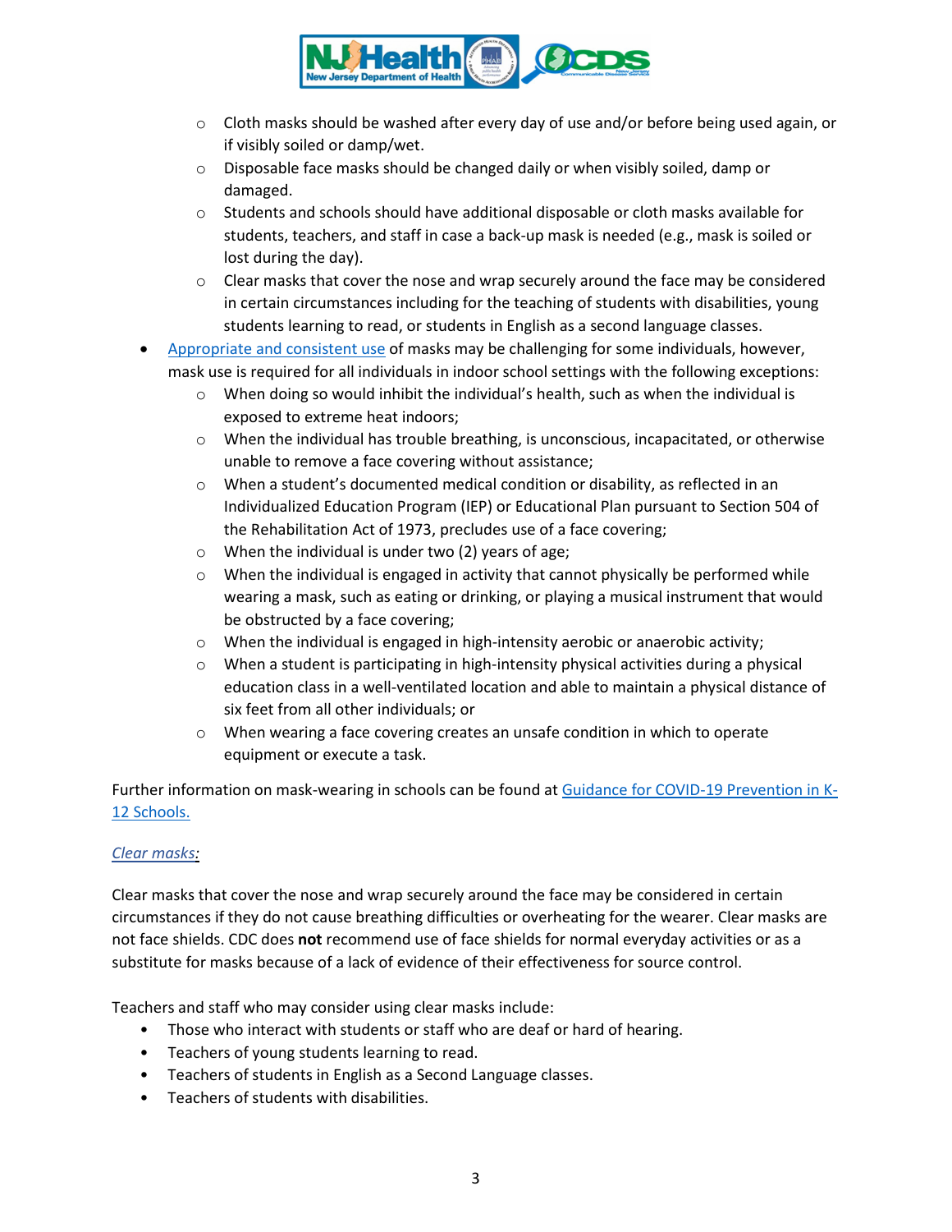- Cloth masks should be washed after every day of use and/or before being used again, or if visibly soiled or damp/wet.
  - Disposable face masks should be changed daily or when visibly soiled, damp or damaged.
  - Students and schools should have additional disposable or cloth masks available for students, teachers, and staff in case a back-up mask is needed (e.g., mask is soiled or lost during the day).
  - Clear masks that cover the nose and wrap securely around the face may be considered in certain circumstances including for the teaching of students with disabilities, young students learning to read, or students in English as a second language classes.
- Appropriate and consistent use of masks may be challenging for some individuals, however, mask use is required for all individuals in indoor school settings with the following exceptions:
  - When doing so would inhibit the individual's health, such as when the individual is exposed to extreme heat indoors;
  - When the individual has trouble breathing, is unconscious, incapacitated, or otherwise unable to remove a face covering without assistance;
  - When a student's documented medical condition or disability, as reflected in an Individualized Education Program (IEP) or Educational Plan pursuant to Section 504 of the Rehabilitation Act of 1973, precludes use of a face covering;
  - When the individual is under two (2) years of age;
  - When the individual is engaged in activity that cannot physically be performed while wearing a mask, such as eating or drinking, or playing a musical instrument that would be obstructed by a face covering;
  - When the individual is engaged in high-intensity aerobic or anaerobic activity;
  - When a student is participating in high-intensity physical activities during a physical education class in a well-ventilated location and able to maintain a physical distance of six feet from all other individuals; or
  - When wearing a face covering creates an unsafe condition in which to operate equipment or execute a task.

Further information on mask-wearing in schools can be found at Guidance for COVID-19 Prevention in K-12 Schools.

*Clear masks:*

Clear masks that cover the nose and wrap securely around the face may be considered in certain circumstances if they do not cause breathing difficulties or overheating for the wearer. Clear masks are not face shields. CDC does **not** recommend use of face shields for normal everyday activities or as a substitute for masks because of a lack of evidence of their effectiveness for source control.

Teachers and staff who may consider using clear masks include:

- Those who interact with students or staff who are deaf or hard of hearing.
- Teachers of young students learning to read.
- Teachers of students in English as a Second Language classes.
- Teachers of students with disabilities.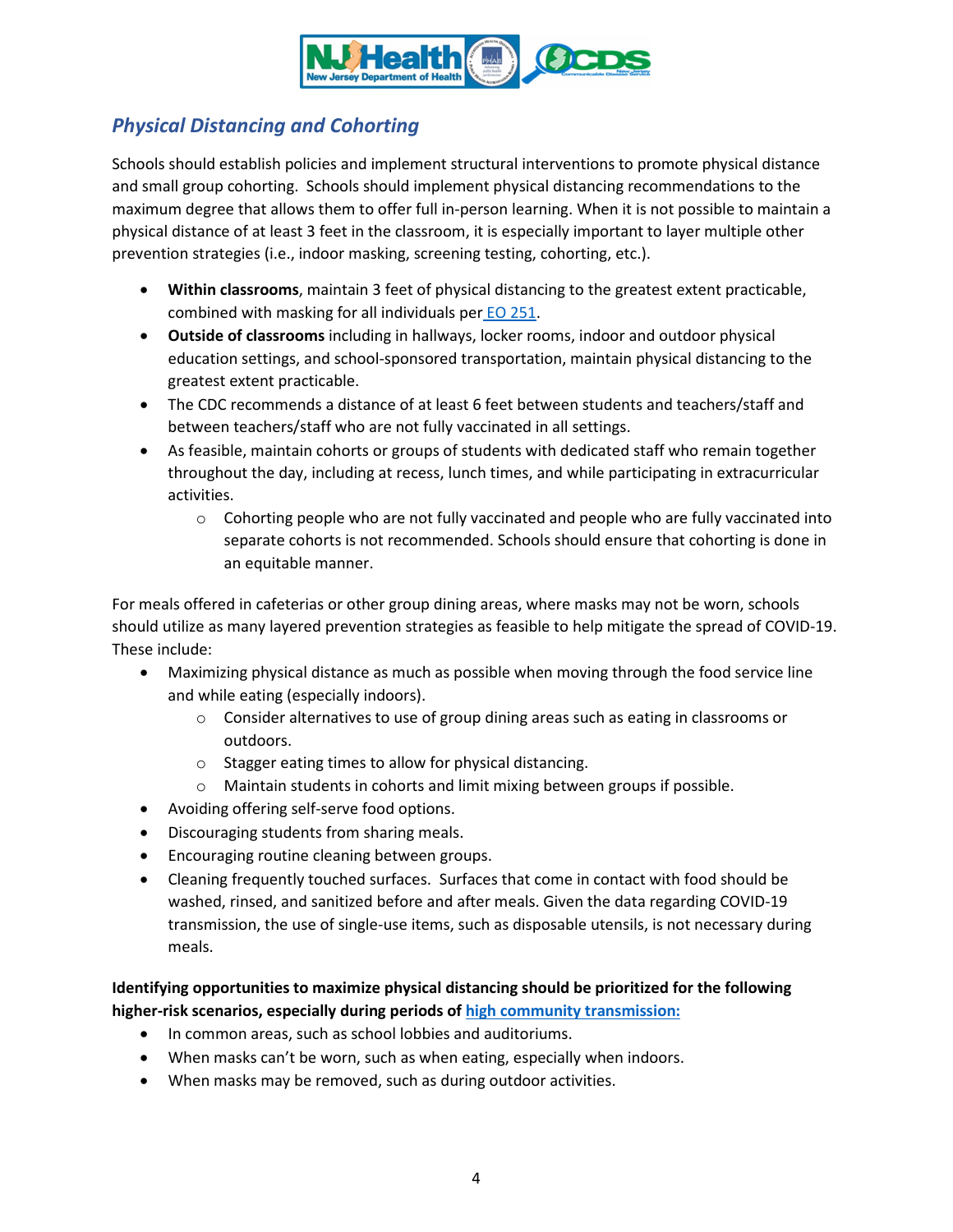## *Physical Distancing and Cohorting*

Schools should establish policies and implement structural interventions to promote physical distance and small group cohorting. Schools should implement physical distancing recommendations to the maximum degree that allows them to offer full in-person learning. When it is not possible to maintain a physical distance of at least 3 feet in the classroom, it is especially important to layer multiple other prevention strategies (i.e., indoor masking, screening testing, cohorting, etc.).

- **Within classrooms**, maintain 3 feet of physical distancing to the greatest extent practicable, combined with masking for all individuals per EO 251.
- **Outside of classrooms** including in hallways, locker rooms, indoor and outdoor physical education settings, and school-sponsored transportation, maintain physical distancing to the greatest extent practicable.
- The CDC recommends a distance of at least 6 feet between students and teachers/staff and between teachers/staff who are not fully vaccinated in all settings.
- As feasible, maintain cohorts or groups of students with dedicated staff who remain together throughout the day, including at recess, lunch times, and while participating in extracurricular activities.
  - Cohorting people who are not fully vaccinated and people who are fully vaccinated into separate cohorts is not recommended. Schools should ensure that cohorting is done in an equitable manner.

For meals offered in cafeterias or other group dining areas, where masks may not be worn, schools should utilize as many layered prevention strategies as feasible to help mitigate the spread of COVID-19. These include:

- Maximizing physical distance as much as possible when moving through the food service line and while eating (especially indoors).
  - Consider alternatives to use of group dining areas such as eating in classrooms or outdoors.
  - Stagger eating times to allow for physical distancing.
  - Maintain students in cohorts and limit mixing between groups if possible.
- Avoiding offering self-serve food options.
- Discouraging students from sharing meals.
- Encouraging routine cleaning between groups.
- Cleaning frequently touched surfaces. Surfaces that come in contact with food should be washed, rinsed, and sanitized before and after meals. Given the data regarding COVID-19 transmission, the use of single-use items, such as disposable utensils, is not necessary during meals.

**Identifying opportunities to maximize physical distancing should be prioritized for the following higher-risk scenarios, especially during periods of high community transmission:**

- In common areas, such as school lobbies and auditoriums.
- When masks can't be worn, such as when eating, especially when indoors.
- When masks may be removed, such as during outdoor activities.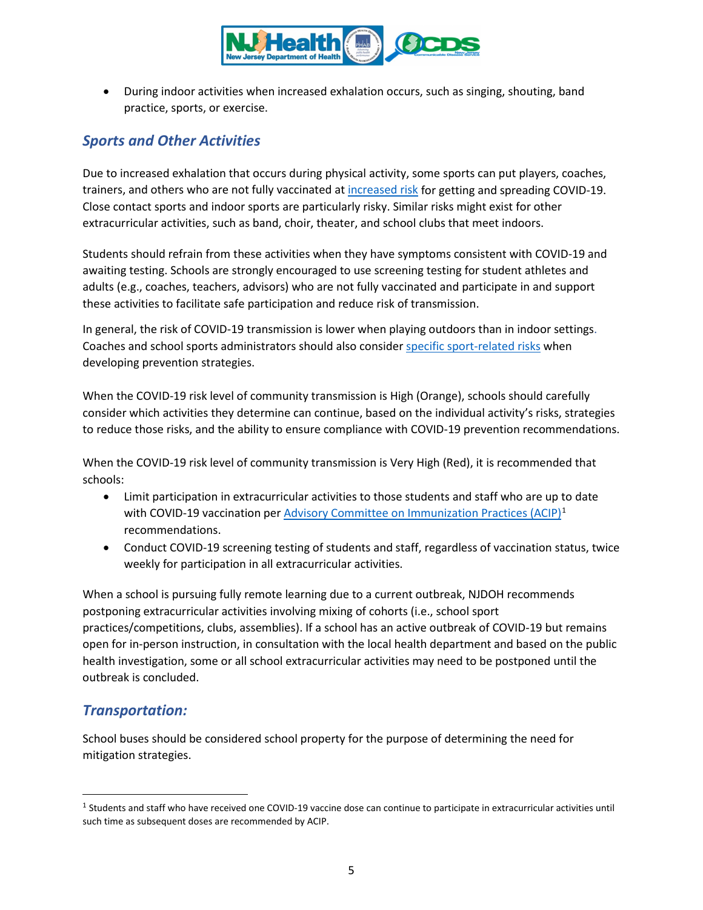- During indoor activities when increased exhalation occurs, such as singing, shouting, band practice, sports, or exercise.

## *Sports and Other Activities*

Due to increased exhalation that occurs during physical activity, some sports can put players, coaches, trainers, and others who are not fully vaccinated at increased risk for getting and spreading COVID-19. Close contact sports and indoor sports are particularly risky. Similar risks might exist for other extracurricular activities, such as band, choir, theater, and school clubs that meet indoors.

Students should refrain from these activities when they have symptoms consistent with COVID-19 and awaiting testing. Schools are strongly encouraged to use screening testing for student athletes and adults (e.g., coaches, teachers, advisors) who are not fully vaccinated and participate in and support these activities to facilitate safe participation and reduce risk of transmission.

In general, the risk of COVID-19 transmission is lower when playing outdoors than in indoor settings. Coaches and school sports administrators should also consider specific sport-related risks when developing prevention strategies.

When the COVID-19 risk level of community transmission is High (Orange), schools should carefully consider which activities they determine can continue, based on the individual activity's risks, strategies to reduce those risks, and the ability to ensure compliance with COVID-19 prevention recommendations.

When the COVID-19 risk level of community transmission is Very High (Red), it is recommended that schools:

- Limit participation in extracurricular activities to those students and staff who are up to date with COVID-19 vaccination per Advisory Committee on Immunization Practices (ACIP)[1] recommendations.
- Conduct COVID-19 screening testing of students and staff, regardless of vaccination status, twice weekly for participation in all extracurricular activities.

When a school is pursuing fully remote learning due to a current outbreak, NJDOH recommends postponing extracurricular activities involving mixing of cohorts (i.e., school sport practices/competitions, clubs, assemblies). If a school has an active outbreak of COVID-19 but remains open for in-person instruction, in consultation with the local health department and based on the public health investigation, some or all school extracurricular activities may need to be postponed until the outbreak is concluded.

## *Transportation:*

School buses should be considered school property for the purpose of determining the need for mitigation strategies.

---

[1] Students and staff who have received one COVID-19 vaccine dose can continue to participate in extracurricular activities until such time as subsequent doses are recommended by ACIP.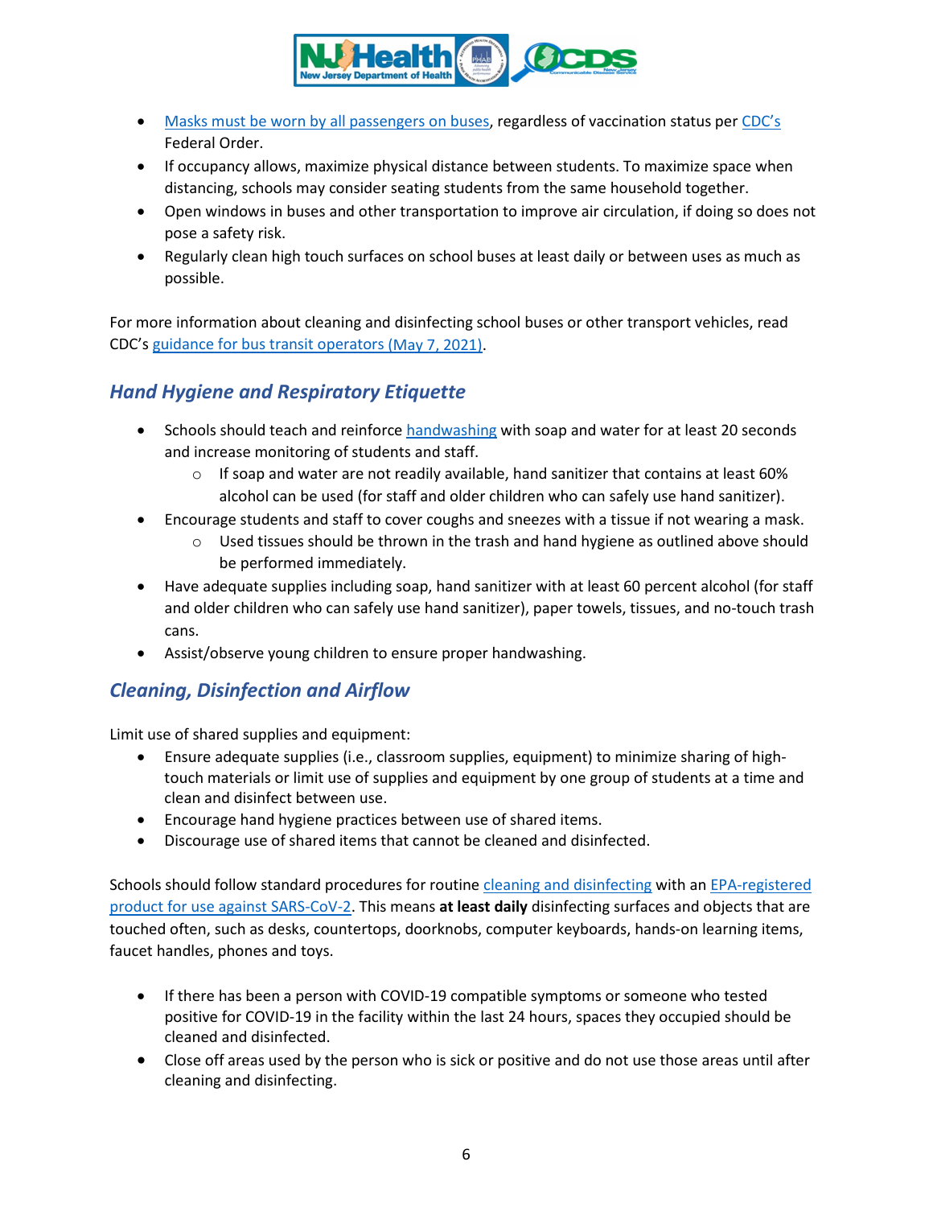- Masks must be worn by all passengers on buses, regardless of vaccination status per CDC's Federal Order.
- If occupancy allows, maximize physical distance between students. To maximize space when distancing, schools may consider seating students from the same household together.
- Open windows in buses and other transportation to improve air circulation, if doing so does not pose a safety risk.
- Regularly clean high touch surfaces on school buses at least daily or between uses as much as possible.

For more information about cleaning and disinfecting school buses or other transport vehicles, read CDC's guidance for bus transit operators (May 7, 2021).

### *Hand Hygiene and Respiratory Etiquette*

- Schools should teach and reinforce handwashing with soap and water for at least 20 seconds and increase monitoring of students and staff.
  - If soap and water are not readily available, hand sanitizer that contains at least 60% alcohol can be used (for staff and older children who can safely use hand sanitizer).
- Encourage students and staff to cover coughs and sneezes with a tissue if not wearing a mask.
  - Used tissues should be thrown in the trash and hand hygiene as outlined above should be performed immediately.
- Have adequate supplies including soap, hand sanitizer with at least 60 percent alcohol (for staff and older children who can safely use hand sanitizer), paper towels, tissues, and no-touch trash cans.
- Assist/observe young children to ensure proper handwashing.

### *Cleaning, Disinfection and Airflow*

Limit use of shared supplies and equipment:

- Ensure adequate supplies (i.e., classroom supplies, equipment) to minimize sharing of high-touch materials or limit use of supplies and equipment by one group of students at a time and clean and disinfect between use.
- Encourage hand hygiene practices between use of shared items.
- Discourage use of shared items that cannot be cleaned and disinfected.

Schools should follow standard procedures for routine cleaning and disinfecting with an EPA-registered product for use against SARS-CoV-2. This means **at least daily** disinfecting surfaces and objects that are touched often, such as desks, countertops, doorknobs, computer keyboards, hands-on learning items, faucet handles, phones and toys.

- If there has been a person with COVID-19 compatible symptoms or someone who tested positive for COVID-19 in the facility within the last 24 hours, spaces they occupied should be cleaned and disinfected.
- Close off areas used by the person who is sick or positive and do not use those areas until after cleaning and disinfecting.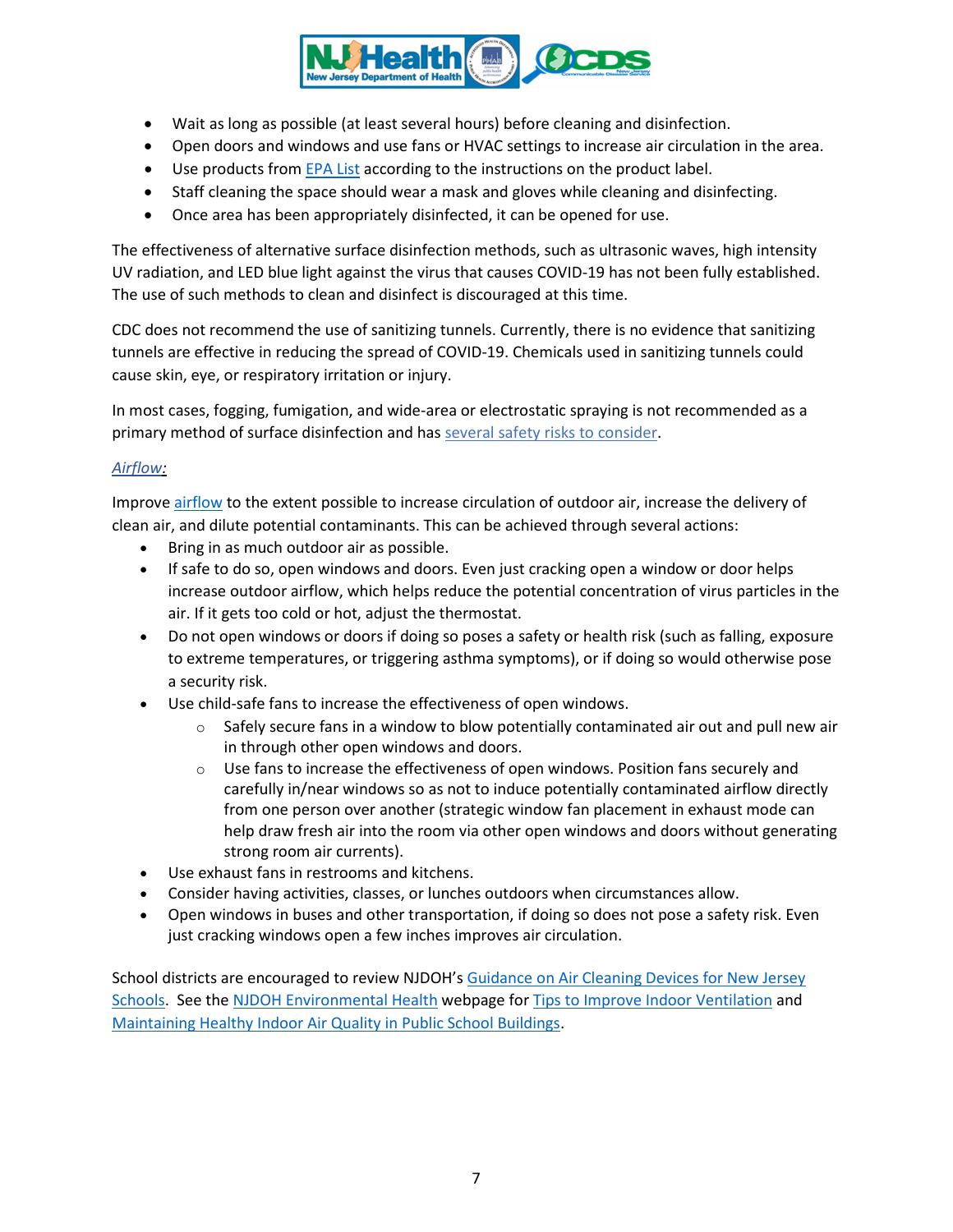- Wait as long as possible (at least several hours) before cleaning and disinfection.
- Open doors and windows and use fans or HVAC settings to increase air circulation in the area.
- Use products from EPA List according to the instructions on the product label.
- Staff cleaning the space should wear a mask and gloves while cleaning and disinfecting.
- Once area has been appropriately disinfected, it can be opened for use.

The effectiveness of alternative surface disinfection methods, such as ultrasonic waves, high intensity UV radiation, and LED blue light against the virus that causes COVID-19 has not been fully established. The use of such methods to clean and disinfect is discouraged at this time.

CDC does not recommend the use of sanitizing tunnels. Currently, there is no evidence that sanitizing tunnels are effective in reducing the spread of COVID-19. Chemicals used in sanitizing tunnels could cause skin, eye, or respiratory irritation or injury.

In most cases, fogging, fumigation, and wide-area or electrostatic spraying is not recommended as a primary method of surface disinfection and has several safety risks to consider.

*Airflow:*

Improve airflow to the extent possible to increase circulation of outdoor air, increase the delivery of clean air, and dilute potential contaminants. This can be achieved through several actions:

- Bring in as much outdoor air as possible.
- If safe to do so, open windows and doors. Even just cracking open a window or door helps increase outdoor airflow, which helps reduce the potential concentration of virus particles in the air. If it gets too cold or hot, adjust the thermostat.
- Do not open windows or doors if doing so poses a safety or health risk (such as falling, exposure to extreme temperatures, or triggering asthma symptoms), or if doing so would otherwise pose a security risk.
- Use child-safe fans to increase the effectiveness of open windows.
  - Safely secure fans in a window to blow potentially contaminated air out and pull new air in through other open windows and doors.
  - Use fans to increase the effectiveness of open windows. Position fans securely and carefully in/near windows so as not to induce potentially contaminated airflow directly from one person over another (strategic window fan placement in exhaust mode can help draw fresh air into the room via other open windows and doors without generating strong room air currents).
- Use exhaust fans in restrooms and kitchens.
- Consider having activities, classes, or lunches outdoors when circumstances allow.
- Open windows in buses and other transportation, if doing so does not pose a safety risk. Even just cracking windows open a few inches improves air circulation.

School districts are encouraged to review NJDOH's Guidance on Air Cleaning Devices for New Jersey Schools. See the NJDOH Environmental Health webpage for Tips to Improve Indoor Ventilation and Maintaining Healthy Indoor Air Quality in Public School Buildings.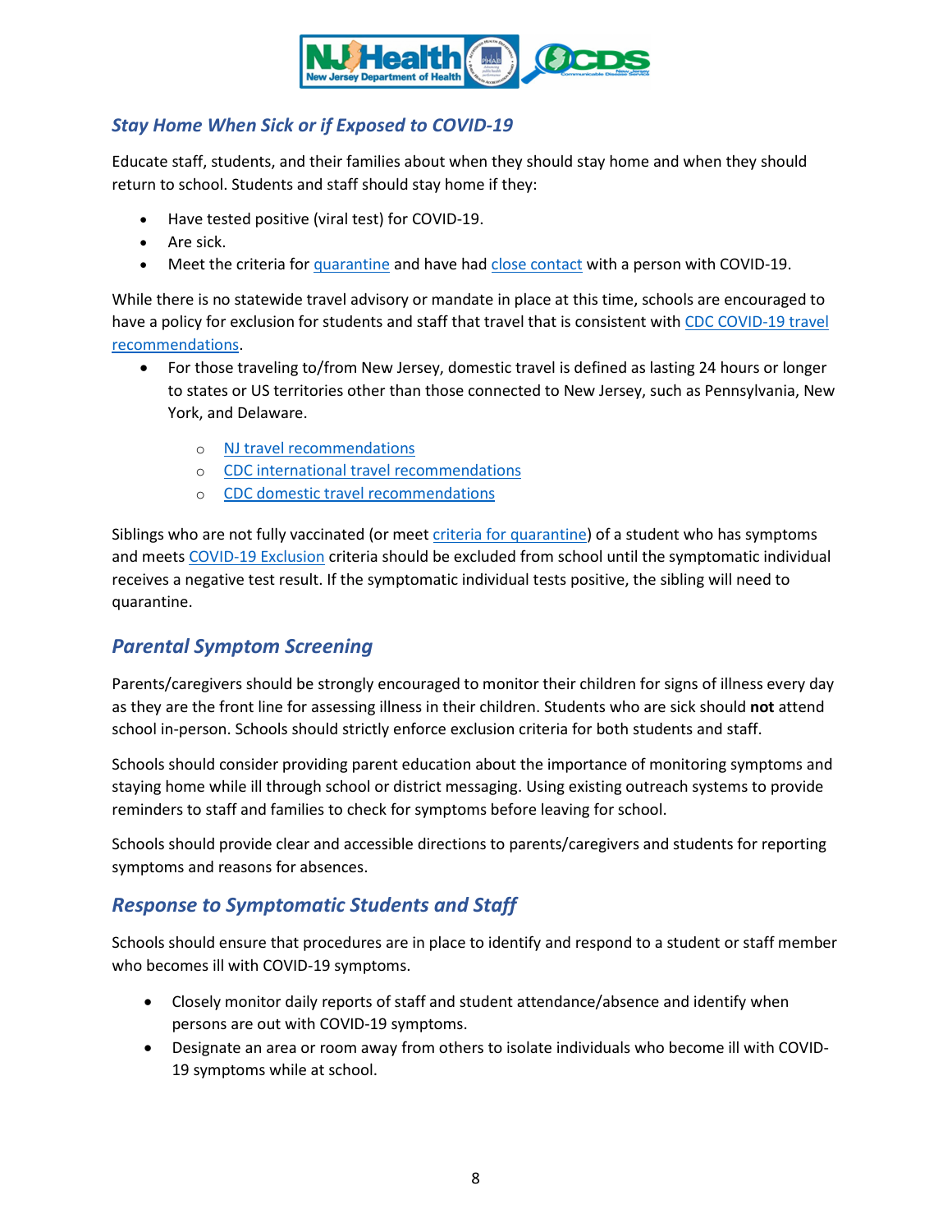## Stay Home When Sick or if Exposed to COVID-19

Educate staff, students, and their families about when they should stay home and when they should return to school. Students and staff should stay home if they:

- Have tested positive (viral test) for COVID-19.
- Are sick.
- Meet the criteria for quarantine and have had close contact with a person with COVID-19.

While there is no statewide travel advisory or mandate in place at this time, schools are encouraged to have a policy for exclusion for students and staff that travel that is consistent with CDC COVID-19 travel recommendations.

- For those traveling to/from New Jersey, domestic travel is defined as lasting 24 hours or longer to states or US territories other than those connected to New Jersey, such as Pennsylvania, New York, and Delaware.
  - NJ travel recommendations
  - CDC international travel recommendations
  - CDC domestic travel recommendations

Siblings who are not fully vaccinated (or meet criteria for quarantine) of a student who has symptoms and meets COVID-19 Exclusion criteria should be excluded from school until the symptomatic individual receives a negative test result. If the symptomatic individual tests positive, the sibling will need to quarantine.

## Parental Symptom Screening

Parents/caregivers should be strongly encouraged to monitor their children for signs of illness every day as they are the front line for assessing illness in their children. Students who are sick should **not** attend school in-person. Schools should strictly enforce exclusion criteria for both students and staff.

Schools should consider providing parent education about the importance of monitoring symptoms and staying home while ill through school or district messaging. Using existing outreach systems to provide reminders to staff and families to check for symptoms before leaving for school.

Schools should provide clear and accessible directions to parents/caregivers and students for reporting symptoms and reasons for absences.

## Response to Symptomatic Students and Staff

Schools should ensure that procedures are in place to identify and respond to a student or staff member who becomes ill with COVID-19 symptoms.

- Closely monitor daily reports of staff and student attendance/absence and identify when persons are out with COVID-19 symptoms.
- Designate an area or room away from others to isolate individuals who become ill with COVID-19 symptoms while at school.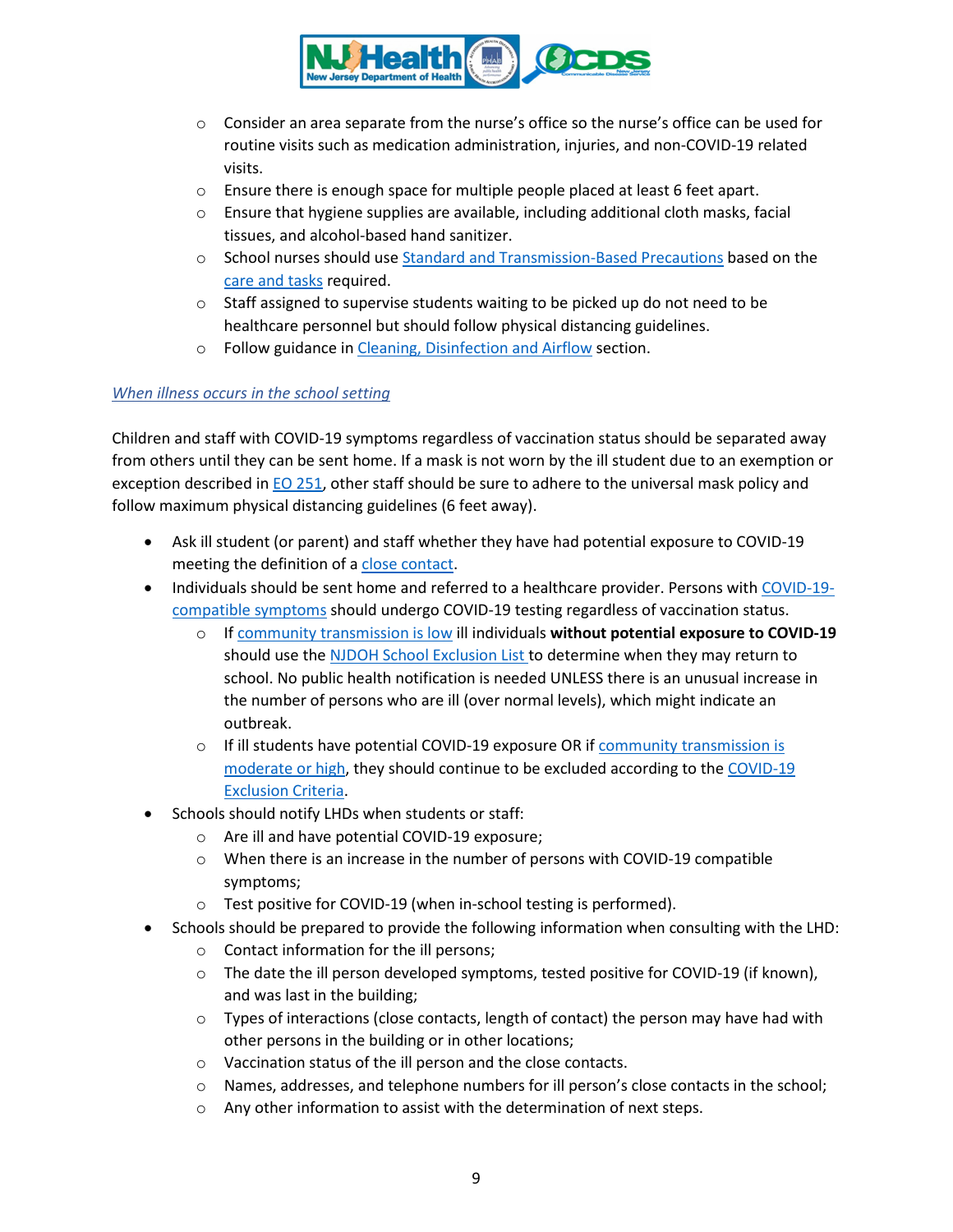- Consider an area separate from the nurse's office so the nurse's office can be used for routine visits such as medication administration, injuries, and non-COVID-19 related visits.
- Ensure there is enough space for multiple people placed at least 6 feet apart.
- Ensure that hygiene supplies are available, including additional cloth masks, facial tissues, and alcohol-based hand sanitizer.
- School nurses should use Standard and Transmission-Based Precautions based on the care and tasks required.
- Staff assigned to supervise students waiting to be picked up do not need to be healthcare personnel but should follow physical distancing guidelines.
- Follow guidance in Cleaning, Disinfection and Airflow section.

*When illness occurs in the school setting*

Children and staff with COVID-19 symptoms regardless of vaccination status should be separated away from others until they can be sent home. If a mask is not worn by the ill student due to an exemption or exception described in EO 251, other staff should be sure to adhere to the universal mask policy and follow maximum physical distancing guidelines (6 feet away).

- Ask ill student (or parent) and staff whether they have had potential exposure to COVID-19 meeting the definition of a close contact.
- Individuals should be sent home and referred to a healthcare provider. Persons with COVID-19-compatible symptoms should undergo COVID-19 testing regardless of vaccination status.
  - If community transmission is low ill individuals **without potential exposure to COVID-19** should use the NJDOH School Exclusion List to determine when they may return to school. No public health notification is needed UNLESS there is an unusual increase in the number of persons who are ill (over normal levels), which might indicate an outbreak.
  - If ill students have potential COVID-19 exposure OR if community transmission is moderate or high, they should continue to be excluded according to the COVID-19 Exclusion Criteria.
- Schools should notify LHDs when students or staff:
  - Are ill and have potential COVID-19 exposure;
  - When there is an increase in the number of persons with COVID-19 compatible symptoms;
  - Test positive for COVID-19 (when in-school testing is performed).
- Schools should be prepared to provide the following information when consulting with the LHD:
  - Contact information for the ill persons;
  - The date the ill person developed symptoms, tested positive for COVID-19 (if known), and was last in the building;
  - Types of interactions (close contacts, length of contact) the person may have had with other persons in the building or in other locations;
  - Vaccination status of the ill person and the close contacts.
  - Names, addresses, and telephone numbers for ill person's close contacts in the school;
  - Any other information to assist with the determination of next steps.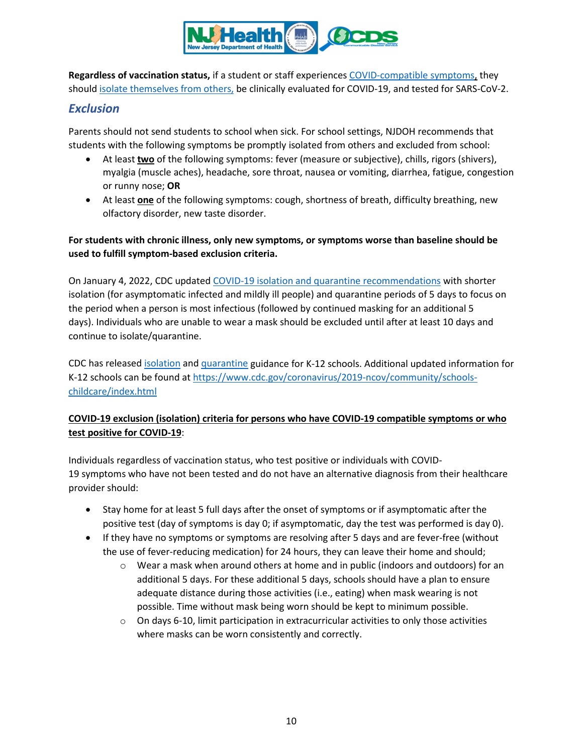**Regardless of vaccination status,** if a student or staff experiences [COVID-compatible symptoms](), they should [isolate themselves from others,]() be clinically evaluated for COVID-19, and tested for SARS-CoV-2.

## *Exclusion*

Parents should not send students to school when sick. For school settings, NJDOH recommends that students with the following symptoms be promptly isolated from others and excluded from school:

- At least **two** of the following symptoms: fever (measure or subjective), chills, rigors (shivers), myalgia (muscle aches), headache, sore throat, nausea or vomiting, diarrhea, fatigue, congestion or runny nose; **OR**
- At least **one** of the following symptoms: cough, shortness of breath, difficulty breathing, new olfactory disorder, new taste disorder.

**For students with chronic illness, only new symptoms, or symptoms worse than baseline should be used to fulfill symptom-based exclusion criteria.**

On January 4, 2022, CDC updated COVID-19 isolation and quarantine recommendations with shorter isolation (for asymptomatic infected and mildly ill people) and quarantine periods of 5 days to focus on the period when a person is most infectious (followed by continued masking for an additional 5 days). Individuals who are unable to wear a mask should be excluded until after at least 10 days and continue to isolate/quarantine.

CDC has released isolation and quarantine guidance for K-12 schools. Additional updated information for K-12 schools can be found at https://www.cdc.gov/coronavirus/2019-ncov/community/schools-childcare/index.html

**COVID-19 exclusion (isolation) criteria for persons who have COVID-19 compatible symptoms or who test positive for COVID-19**:

Individuals regardless of vaccination status, who test positive or individuals with COVID-19 symptoms who have not been tested and do not have an alternative diagnosis from their healthcare provider should:

- Stay home for at least 5 full days after the onset of symptoms or if asymptomatic after the positive test (day of symptoms is day 0; if asymptomatic, day the test was performed is day 0).
- If they have no symptoms or symptoms are resolving after 5 days and are fever-free (without the use of fever-reducing medication) for 24 hours, they can leave their home and should;
  - Wear a mask when around others at home and in public (indoors and outdoors) for an additional 5 days. For these additional 5 days, schools should have a plan to ensure adequate distance during those activities (i.e., eating) when mask wearing is not possible. Time without mask being worn should be kept to minimum possible.
  - On days 6-10, limit participation in extracurricular activities to only those activities where masks can be worn consistently and correctly.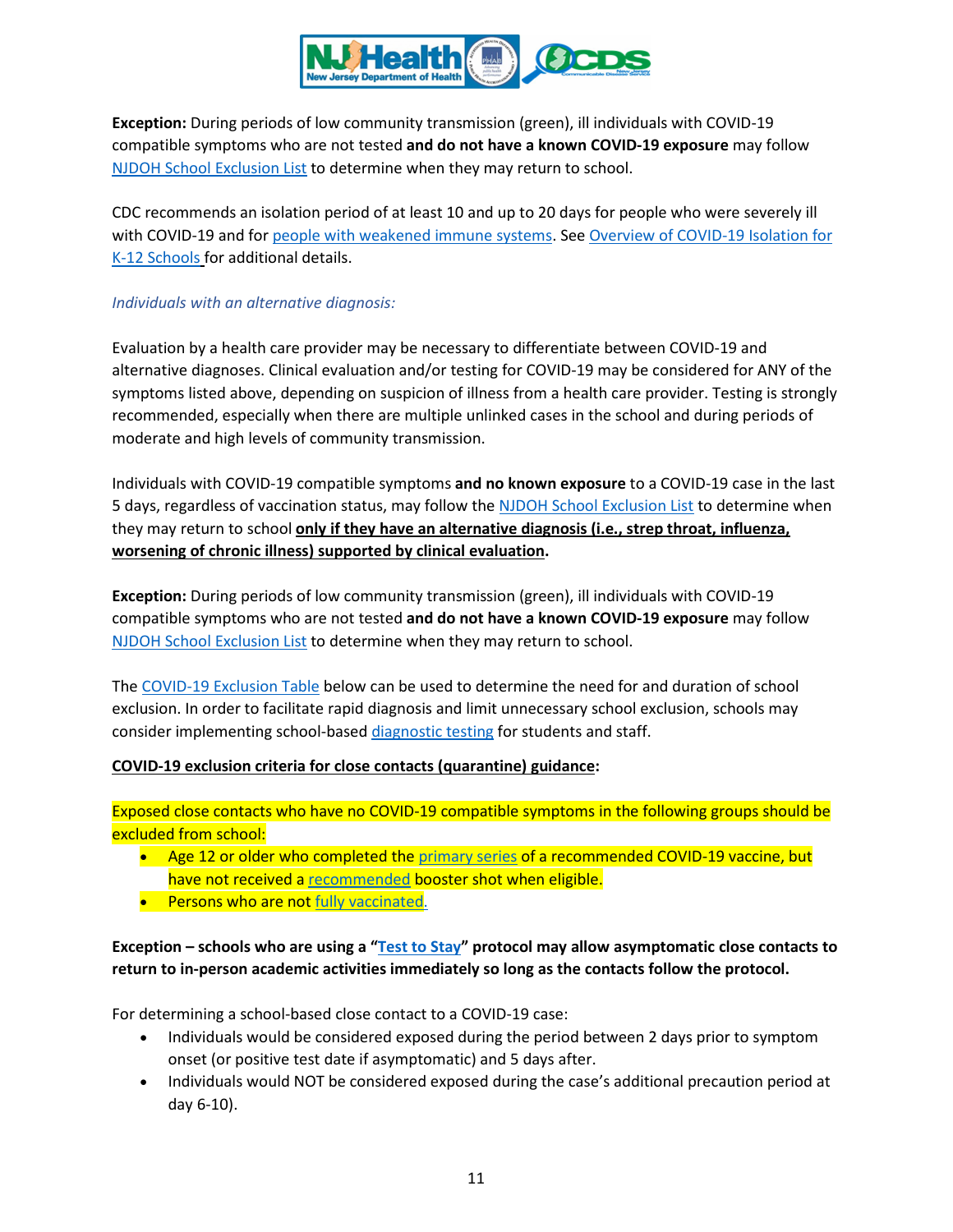**Exception:** During periods of low community transmission (green), ill individuals with COVID-19 compatible symptoms who are not tested **and do not have a known COVID-19 exposure** may follow NJDOH School Exclusion List to determine when they may return to school.

CDC recommends an isolation period of at least 10 and up to 20 days for people who were severely ill with COVID-19 and for people with weakened immune systems. See Overview of COVID-19 Isolation for K-12 Schools for additional details.

*Individuals with an alternative diagnosis:*

Evaluation by a health care provider may be necessary to differentiate between COVID-19 and alternative diagnoses. Clinical evaluation and/or testing for COVID-19 may be considered for ANY of the symptoms listed above, depending on suspicion of illness from a health care provider. Testing is strongly recommended, especially when there are multiple unlinked cases in the school and during periods of moderate and high levels of community transmission.

Individuals with COVID-19 compatible symptoms **and no known exposure** to a COVID-19 case in the last 5 days, regardless of vaccination status, may follow the NJDOH School Exclusion List to determine when they may return to school **only if they have an alternative diagnosis (i.e., strep throat, influenza, worsening of chronic illness) supported by clinical evaluation.**

**Exception:** During periods of low community transmission (green), ill individuals with COVID-19 compatible symptoms who are not tested **and do not have a known COVID-19 exposure** may follow NJDOH School Exclusion List to determine when they may return to school.

The COVID-19 Exclusion Table below can be used to determine the need for and duration of school exclusion. In order to facilitate rapid diagnosis and limit unnecessary school exclusion, schools may consider implementing school-based diagnostic testing for students and staff.

**COVID-19 exclusion criteria for close contacts (quarantine) guidance:**

Exposed close contacts who have no COVID-19 compatible symptoms in the following groups should be excluded from school:

- Age 12 or older who completed the primary series of a recommended COVID-19 vaccine, but have not received a recommended booster shot when eligible.
- Persons who are not fully vaccinated.

**Exception – schools who are using a "Test to Stay" protocol may allow asymptomatic close contacts to return to in-person academic activities immediately so long as the contacts follow the protocol.**

For determining a school-based close contact to a COVID-19 case:

- Individuals would be considered exposed during the period between 2 days prior to symptom onset (or positive test date if asymptomatic) and 5 days after.
- Individuals would NOT be considered exposed during the case's additional precaution period at day 6-10).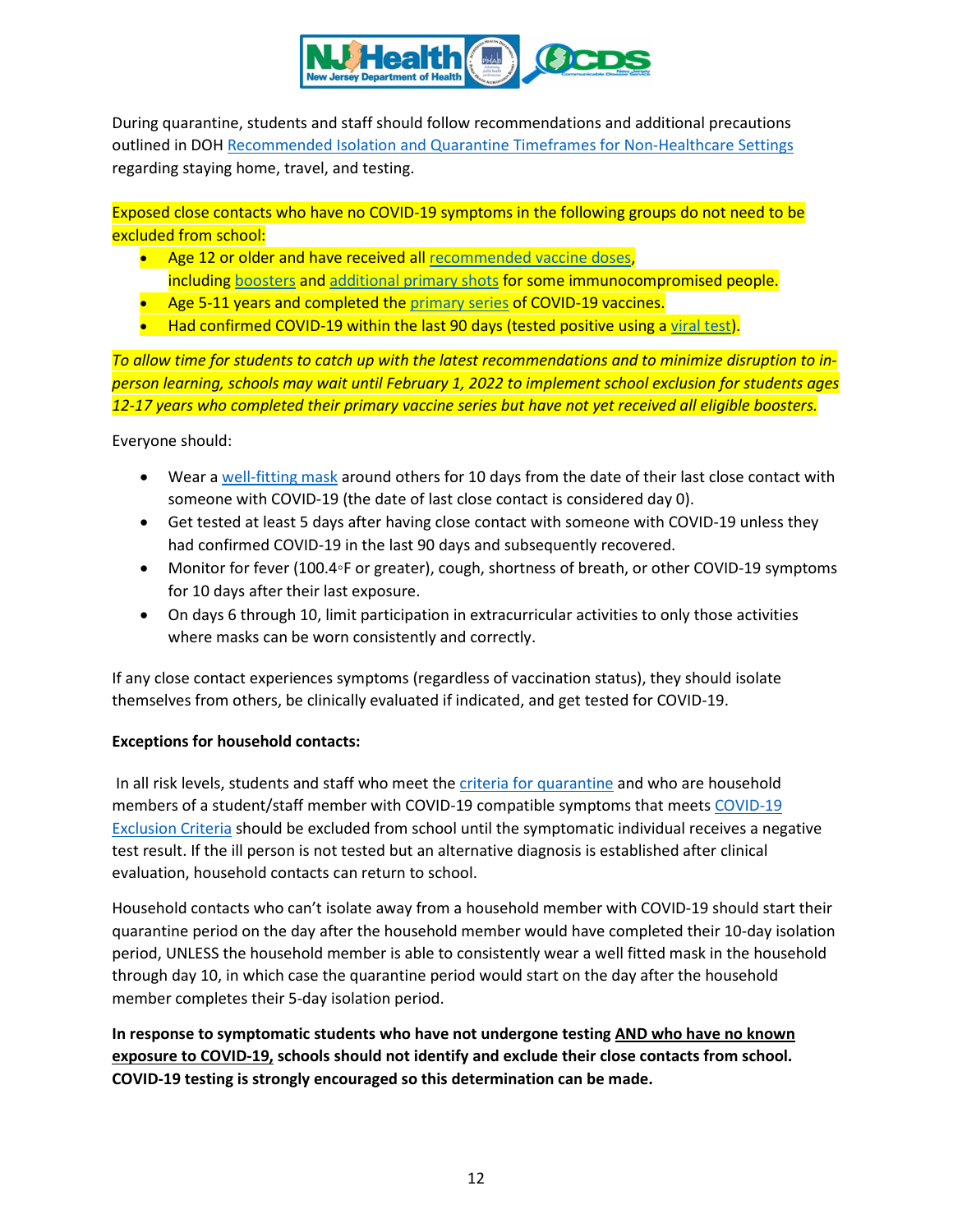During quarantine, students and staff should follow recommendations and additional precautions outlined in DOH Recommended Isolation and Quarantine Timeframes for Non-Healthcare Settings regarding staying home, travel, and testing.

Exposed close contacts who have no COVID-19 symptoms in the following groups do not need to be excluded from school:

- Age 12 or older and have received all recommended vaccine doses, including boosters and additional primary shots for some immunocompromised people.
- Age 5-11 years and completed the primary series of COVID-19 vaccines.
- Had confirmed COVID-19 within the last 90 days (tested positive using a viral test).

*To allow time for students to catch up with the latest recommendations and to minimize disruption to in-person learning, schools may wait until February 1, 2022 to implement school exclusion for students ages 12-17 years who completed their primary vaccine series but have not yet received all eligible boosters.*

Everyone should:

- Wear a well-fitting mask around others for 10 days from the date of their last close contact with someone with COVID-19 (the date of last close contact is considered day 0).
- Get tested at least 5 days after having close contact with someone with COVID-19 unless they had confirmed COVID-19 in the last 90 days and subsequently recovered.
- Monitor for fever (100.4◦F or greater), cough, shortness of breath, or other COVID-19 symptoms for 10 days after their last exposure.
- On days 6 through 10, limit participation in extracurricular activities to only those activities where masks can be worn consistently and correctly.

If any close contact experiences symptoms (regardless of vaccination status), they should isolate themselves from others, be clinically evaluated if indicated, and get tested for COVID-19.

**Exceptions for household contacts:**

In all risk levels, students and staff who meet the criteria for quarantine and who are household members of a student/staff member with COVID-19 compatible symptoms that meets COVID-19 Exclusion Criteria should be excluded from school until the symptomatic individual receives a negative test result. If the ill person is not tested but an alternative diagnosis is established after clinical evaluation, household contacts can return to school.

Household contacts who can't isolate away from a household member with COVID-19 should start their quarantine period on the day after the household member would have completed their 10-day isolation period, UNLESS the household member is able to consistently wear a well fitted mask in the household through day 10, in which case the quarantine period would start on the day after the household member completes their 5-day isolation period.

**In response to symptomatic students who have not undergone testing AND who have no known exposure to COVID-19, schools should not identify and exclude their close contacts from school. COVID-19 testing is strongly encouraged so this determination can be made.**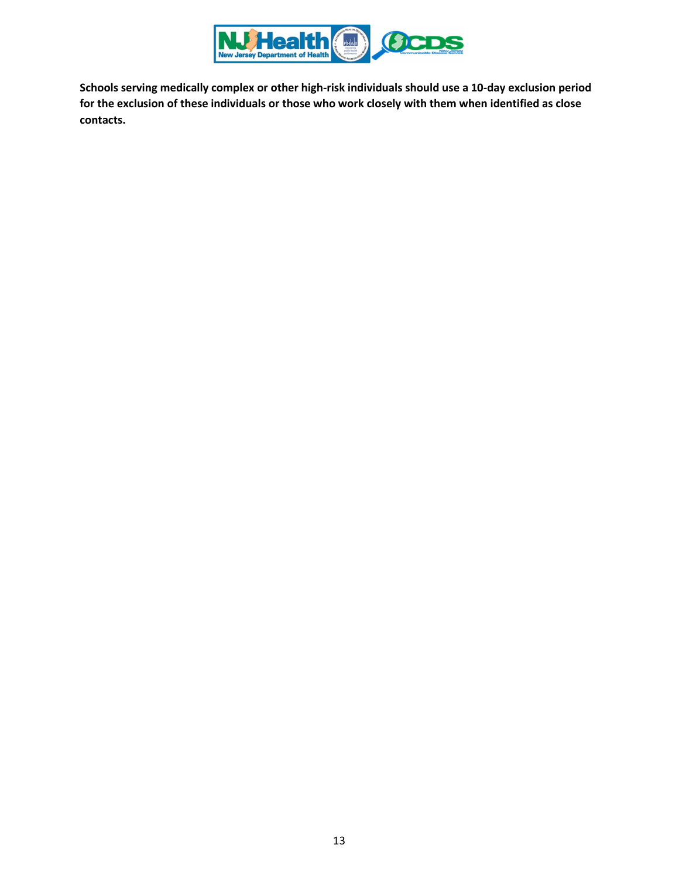**Schools serving medically complex or other high-risk individuals should use a 10-day exclusion period for the exclusion of these individuals or those who work closely with them when identified as close contacts.**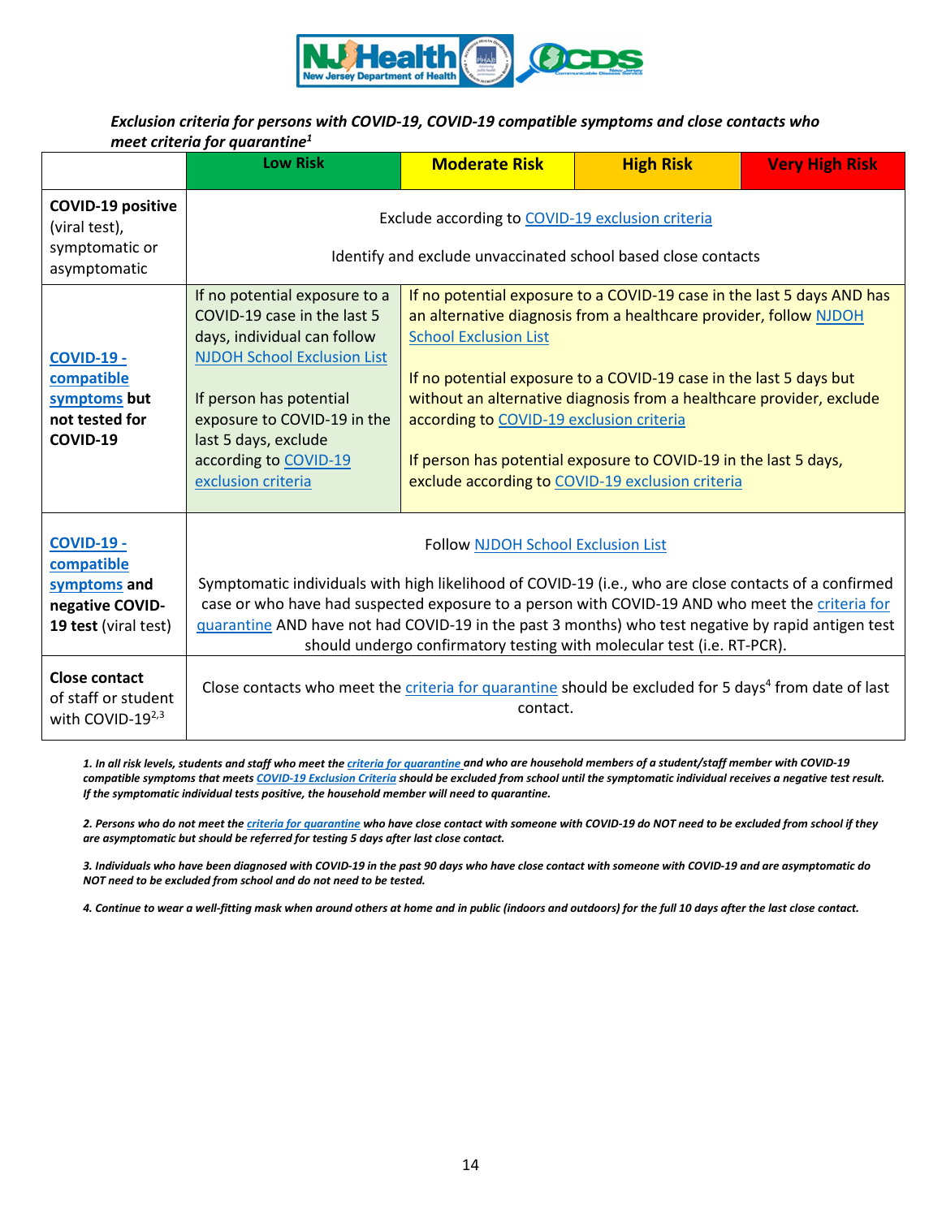***Exclusion criteria for persons with COVID-19, COVID-19 compatible symptoms and close contacts who meet criteria for quarantine[1]***

| | Low Risk | Moderate Risk | High Risk | Very High Risk |
|---|---|---|---|---|
| **COVID-19 positive** (viral test), symptomatic or asymptomatic | Exclude according to COVID-19 exclusion criteria<br><br>Identify and exclude unvaccinated school based close contacts | | | |
| **COVID-19 - compatible symptoms but not tested for COVID-19** | If no potential exposure to a COVID-19 case in the last 5 days, individual can follow NJDOH School Exclusion List<br><br>If person has potential exposure to COVID-19 in the last 5 days, exclude according to COVID-19 exclusion criteria | If no potential exposure to a COVID-19 case in the last 5 days AND has an alternative diagnosis from a healthcare provider, follow NJDOH School Exclusion List<br><br>If no potential exposure to a COVID-19 case in the last 5 days but without an alternative diagnosis from a healthcare provider, exclude according to COVID-19 exclusion criteria<br><br>If person has potential exposure to COVID-19 in the last 5 days, exclude according to COVID-19 exclusion criteria | | |
| **COVID-19 - compatible symptoms and negative COVID-19 test** (viral test) | Follow NJDOH School Exclusion List<br><br>Symptomatic individuals with high likelihood of COVID-19 (i.e., who are close contacts of a confirmed case or who have had suspected exposure to a person with COVID-19 AND who meet the criteria for quarantine AND have not had COVID-19 in the past 3 months) who test negative by rapid antigen test should undergo confirmatory testing with molecular test (i.e. RT-PCR). | | | |
| **Close contact** of staff or student with COVID-19[2,3] | Close contacts who meet the criteria for quarantine should be excluded for 5 days[4] from date of last contact. | | | |

***1. In all risk levels, students and staff who meet the criteria for quarantine and who are household members of a student/staff member with COVID-19 compatible symptoms that meets COVID-19 Exclusion Criteria should be excluded from school until the symptomatic individual receives a negative test result. If the symptomatic individual tests positive, the household member will need to quarantine.***

***2. Persons who do not meet the criteria for quarantine who have close contact with someone with COVID-19 do NOT need to be excluded from school if they are asymptomatic but should be referred for testing 5 days after last close contact.***

***3. Individuals who have been diagnosed with COVID-19 in the past 90 days who have close contact with someone with COVID-19 and are asymptomatic do NOT need to be excluded from school and do not need to be tested.***

***4. Continue to wear a well-fitting mask when around others at home and in public (indoors and outdoors) for the full 10 days after the last close contact.***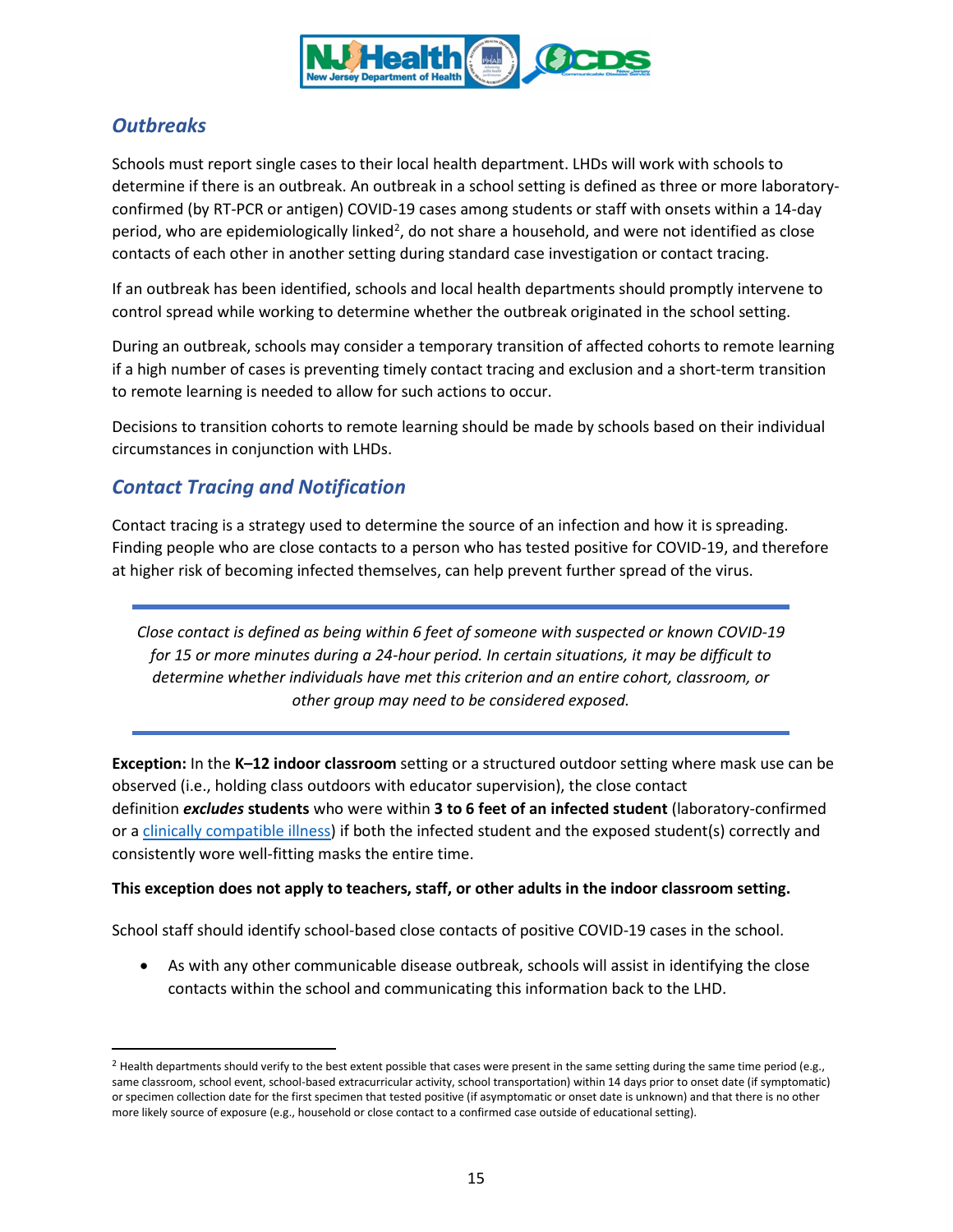## *Outbreaks*

Schools must report single cases to their local health department. LHDs will work with schools to determine if there is an outbreak. An outbreak in a school setting is defined as three or more laboratory-confirmed (by RT-PCR or antigen) COVID-19 cases among students or staff with onsets within a 14-day period, who are epidemiologically linked[2], do not share a household, and were not identified as close contacts of each other in another setting during standard case investigation or contact tracing.

If an outbreak has been identified, schools and local health departments should promptly intervene to control spread while working to determine whether the outbreak originated in the school setting.

During an outbreak, schools may consider a temporary transition of affected cohorts to remote learning if a high number of cases is preventing timely contact tracing and exclusion and a short-term transition to remote learning is needed to allow for such actions to occur.

Decisions to transition cohorts to remote learning should be made by schools based on their individual circumstances in conjunction with LHDs.

## *Contact Tracing and Notification*

Contact tracing is a strategy used to determine the source of an infection and how it is spreading. Finding people who are close contacts to a person who has tested positive for COVID-19, and therefore at higher risk of becoming infected themselves, can help prevent further spread of the virus.

*Close contact is defined as being within 6 feet of someone with suspected or known COVID-19 for 15 or more minutes during a 24-hour period. In certain situations, it may be difficult to determine whether individuals have met this criterion and an entire cohort, classroom, or other group may need to be considered exposed.*

**Exception:** In the **K–12 indoor classroom** setting or a structured outdoor setting where mask use can be observed (i.e., holding class outdoors with educator supervision), the close contact definition ***excludes*** **students** who were within **3 to 6 feet of an infected student** (laboratory-confirmed or a [clinically compatible illness](#)) if both the infected student and the exposed student(s) correctly and consistently wore well-fitting masks the entire time.

**This exception does not apply to teachers, staff, or other adults in the indoor classroom setting.**

School staff should identify school-based close contacts of positive COVID-19 cases in the school.

- As with any other communicable disease outbreak, schools will assist in identifying the close contacts within the school and communicating this information back to the LHD.

---

[2] Health departments should verify to the best extent possible that cases were present in the same setting during the same time period (e.g., same classroom, school event, school-based extracurricular activity, school transportation) within 14 days prior to onset date (if symptomatic) or specimen collection date for the first specimen that tested positive (if asymptomatic or onset date is unknown) and that there is no other more likely source of exposure (e.g., household or close contact to a confirmed case outside of educational setting).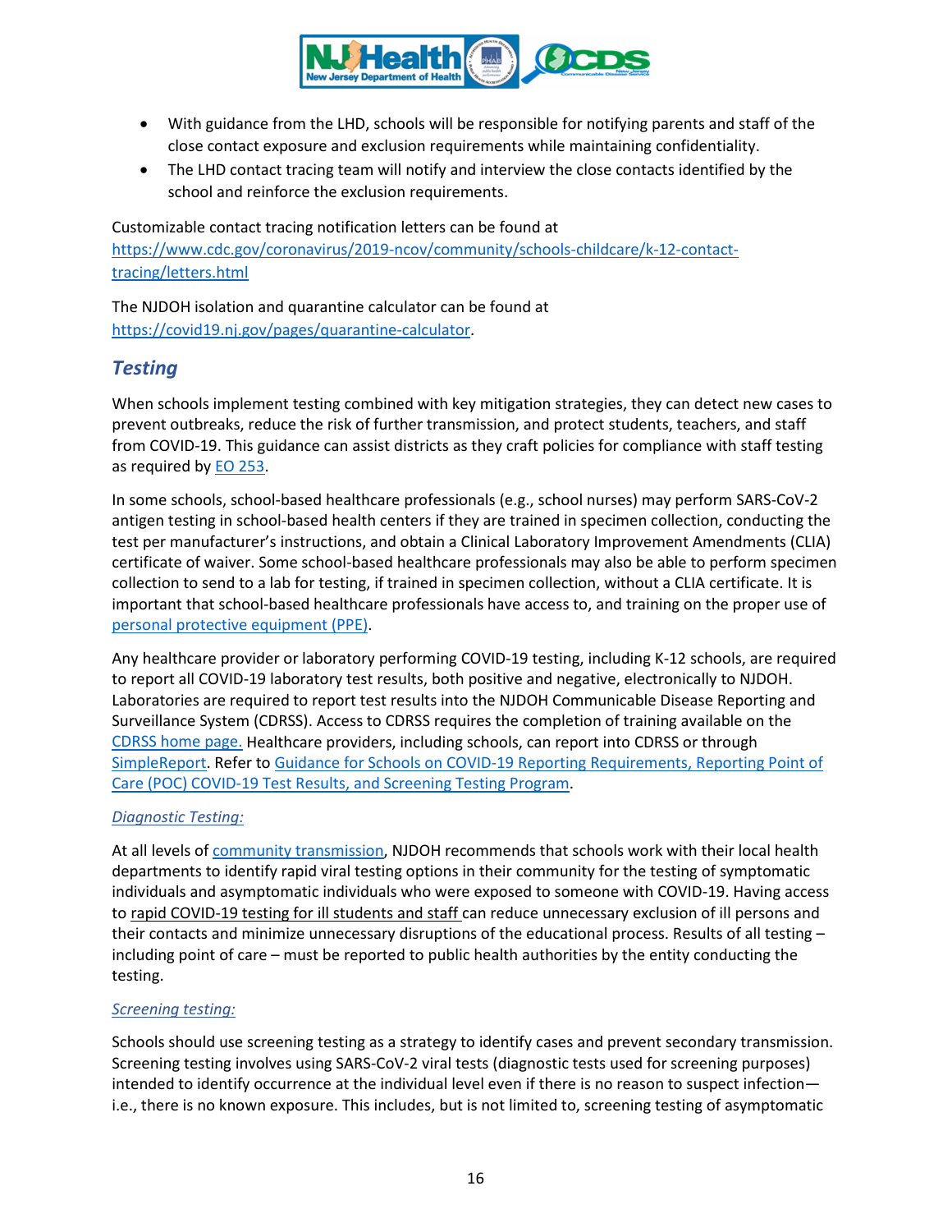- With guidance from the LHD, schools will be responsible for notifying parents and staff of the close contact exposure and exclusion requirements while maintaining confidentiality.
- The LHD contact tracing team will notify and interview the close contacts identified by the school and reinforce the exclusion requirements.

Customizable contact tracing notification letters can be found at https://www.cdc.gov/coronavirus/2019-ncov/community/schools-childcare/k-12-contact-tracing/letters.html

The NJDOH isolation and quarantine calculator can be found at https://covid19.nj.gov/pages/quarantine-calculator.

## *Testing*

When schools implement testing combined with key mitigation strategies, they can detect new cases to prevent outbreaks, reduce the risk of further transmission, and protect students, teachers, and staff from COVID-19. This guidance can assist districts as they craft policies for compliance with staff testing as required by EO 253.

In some schools, school-based healthcare professionals (e.g., school nurses) may perform SARS-CoV-2 antigen testing in school-based health centers if they are trained in specimen collection, conducting the test per manufacturer's instructions, and obtain a Clinical Laboratory Improvement Amendments (CLIA) certificate of waiver. Some school-based healthcare professionals may also be able to perform specimen collection to send to a lab for testing, if trained in specimen collection, without a CLIA certificate. It is important that school-based healthcare professionals have access to, and training on the proper use of personal protective equipment (PPE).

Any healthcare provider or laboratory performing COVID-19 testing, including K-12 schools, are required to report all COVID-19 laboratory test results, both positive and negative, electronically to NJDOH. Laboratories are required to report test results into the NJDOH Communicable Disease Reporting and Surveillance System (CDRSS). Access to CDRSS requires the completion of training available on the CDRSS home page. Healthcare providers, including schools, can report into CDRSS or through SimpleReport. Refer to Guidance for Schools on COVID-19 Reporting Requirements, Reporting Point of Care (POC) COVID-19 Test Results, and Screening Testing Program.

### *Diagnostic Testing:*

At all levels of community transmission, NJDOH recommends that schools work with their local health departments to identify rapid viral testing options in their community for the testing of symptomatic individuals and asymptomatic individuals who were exposed to someone with COVID-19. Having access to rapid COVID-19 testing for ill students and staff can reduce unnecessary exclusion of ill persons and their contacts and minimize unnecessary disruptions of the educational process. Results of all testing – including point of care – must be reported to public health authorities by the entity conducting the testing.

### *Screening testing:*

Schools should use screening testing as a strategy to identify cases and prevent secondary transmission. Screening testing involves using SARS-CoV-2 viral tests (diagnostic tests used for screening purposes) intended to identify occurrence at the individual level even if there is no reason to suspect infection—i.e., there is no known exposure. This includes, but is not limited to, screening testing of asymptomatic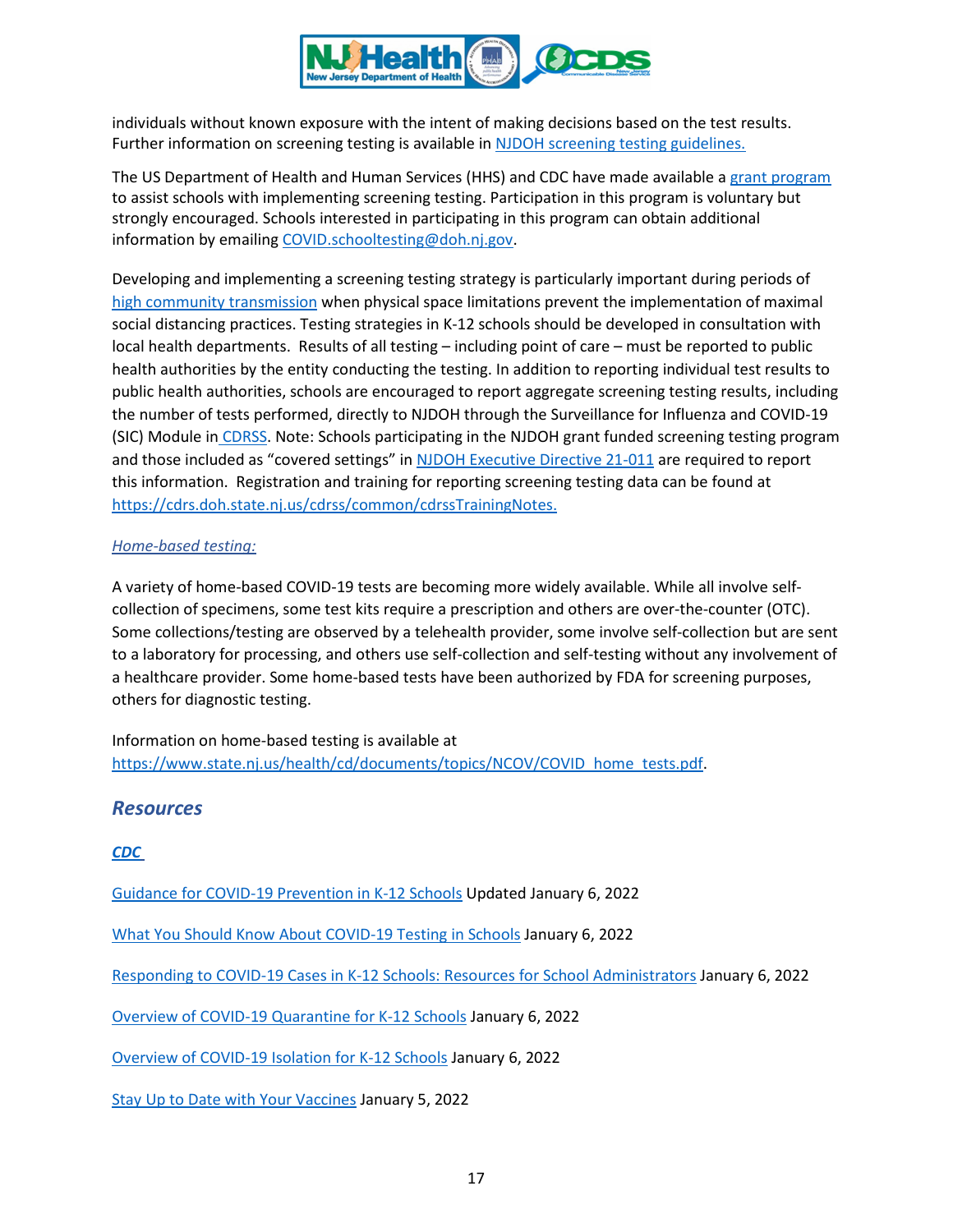individuals without known exposure with the intent of making decisions based on the test results. Further information on screening testing is available in NJDOH screening testing guidelines.

The US Department of Health and Human Services (HHS) and CDC have made available a grant program to assist schools with implementing screening testing. Participation in this program is voluntary but strongly encouraged. Schools interested in participating in this program can obtain additional information by emailing COVID.schooltesting@doh.nj.gov.

Developing and implementing a screening testing strategy is particularly important during periods of high community transmission when physical space limitations prevent the implementation of maximal social distancing practices. Testing strategies in K-12 schools should be developed in consultation with local health departments. Results of all testing – including point of care – must be reported to public health authorities by the entity conducting the testing. In addition to reporting individual test results to public health authorities, schools are encouraged to report aggregate screening testing results, including the number of tests performed, directly to NJDOH through the Surveillance for Influenza and COVID-19 (SIC) Module in CDRSS. Note: Schools participating in the NJDOH grant funded screening testing program and those included as "covered settings" in NJDOH Executive Directive 21-011 are required to report this information. Registration and training for reporting screening testing data can be found at https://cdrs.doh.state.nj.us/cdrss/common/cdrssTrainingNotes.

*Home-based testing:*

A variety of home-based COVID-19 tests are becoming more widely available. While all involve self-collection of specimens, some test kits require a prescription and others are over-the-counter (OTC). Some collections/testing are observed by a telehealth provider, some involve self-collection but are sent to a laboratory for processing, and others use self-collection and self-testing without any involvement of a healthcare provider. Some home-based tests have been authorized by FDA for screening purposes, others for diagnostic testing.

Information on home-based testing is available at https://www.state.nj.us/health/cd/documents/topics/NCOV/COVID_home_tests.pdf.

## Resources

### *CDC*

Guidance for COVID-19 Prevention in K-12 Schools Updated January 6, 2022

What You Should Know About COVID-19 Testing in Schools January 6, 2022

Responding to COVID-19 Cases in K-12 Schools: Resources for School Administrators January 6, 2022

Overview of COVID-19 Quarantine for K-12 Schools January 6, 2022

Overview of COVID-19 Isolation for K-12 Schools January 6, 2022

Stay Up to Date with Your Vaccines January 5, 2022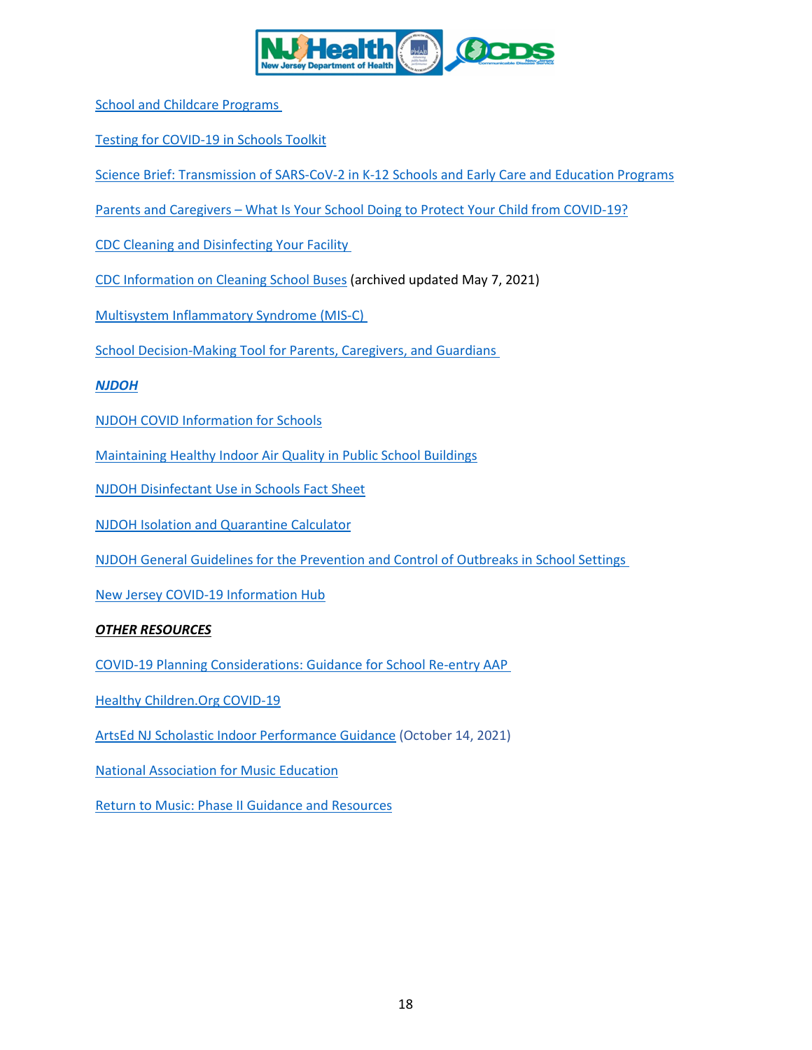School and Childcare Programs

Testing for COVID-19 in Schools Toolkit

Science Brief: Transmission of SARS-CoV-2 in K-12 Schools and Early Care and Education Programs

Parents and Caregivers – What Is Your School Doing to Protect Your Child from COVID-19?

CDC Cleaning and Disinfecting Your Facility

CDC Information on Cleaning School Buses (archived updated May 7, 2021)

Multisystem Inflammatory Syndrome (MIS-C)

School Decision-Making Tool for Parents, Caregivers, and Guardians

***NJDOH***

NJDOH COVID Information for Schools

Maintaining Healthy Indoor Air Quality in Public School Buildings

NJDOH Disinfectant Use in Schools Fact Sheet

NJDOH Isolation and Quarantine Calculator

NJDOH General Guidelines for the Prevention and Control of Outbreaks in School Settings

New Jersey COVID-19 Information Hub

***OTHER RESOURCES***

COVID-19 Planning Considerations: Guidance for School Re-entry AAP

Healthy Children.Org COVID-19

ArtsEd NJ Scholastic Indoor Performance Guidance (October 14, 2021)

National Association for Music Education

Return to Music: Phase II Guidance and Resources